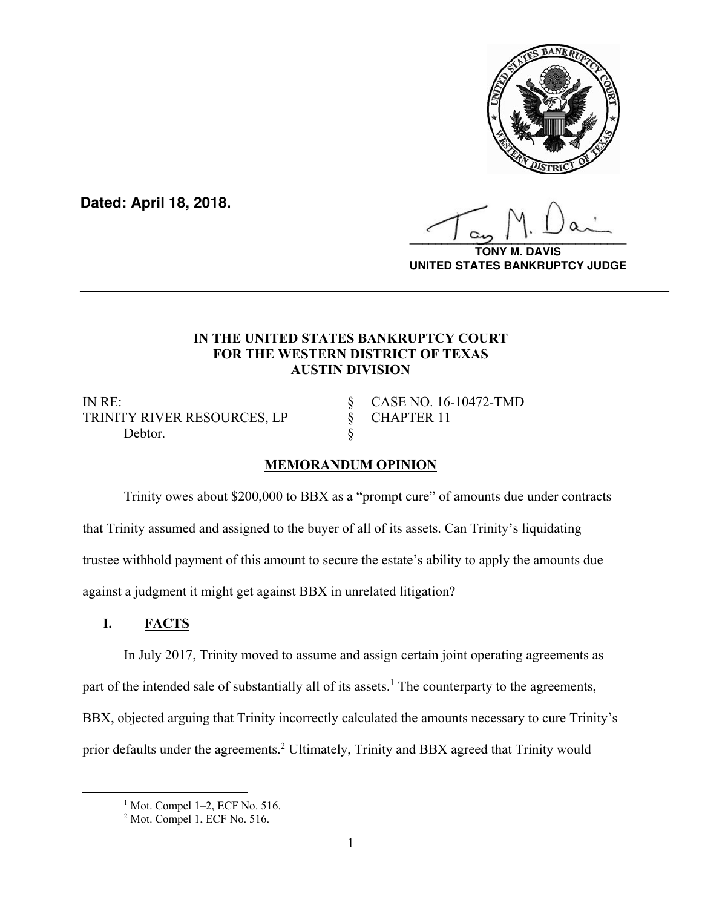**Dated: April 18, 2018.**

**TONY M. DAVIS**
**UNITED STATES BANKRUPTCY JUDGE**

---

**IN THE UNITED STATES BANKRUPTCY COURT**
**FOR THE WESTERN DISTRICT OF TEXAS**
**AUSTIN DIVISION**

| | | |
|---|---|---|
| IN RE: | § | CASE NO. 16-10472-TMD |
| TRINITY RIVER RESOURCES, LP | § | CHAPTER 11 |
| Debtor. | § | |

**MEMORANDUM OPINION**

Trinity owes about $200,000 to BBX as a "prompt cure" of amounts due under contracts that Trinity assumed and assigned to the buyer of all of its assets. Can Trinity's liquidating trustee withhold payment of this amount to secure the estate's ability to apply the amounts due against a judgment it might get against BBX in unrelated litigation?

## I. FACTS

In July 2017, Trinity moved to assume and assign certain joint operating agreements as part of the intended sale of substantially all of its assets.[1] The counterparty to the agreements, BBX, objected arguing that Trinity incorrectly calculated the amounts necessary to cure Trinity's prior defaults under the agreements.[2] Ultimately, Trinity and BBX agreed that Trinity would

[1] Mot. Compel 1–2, ECF No. 516.

[2] Mot. Compel 1, ECF No. 516.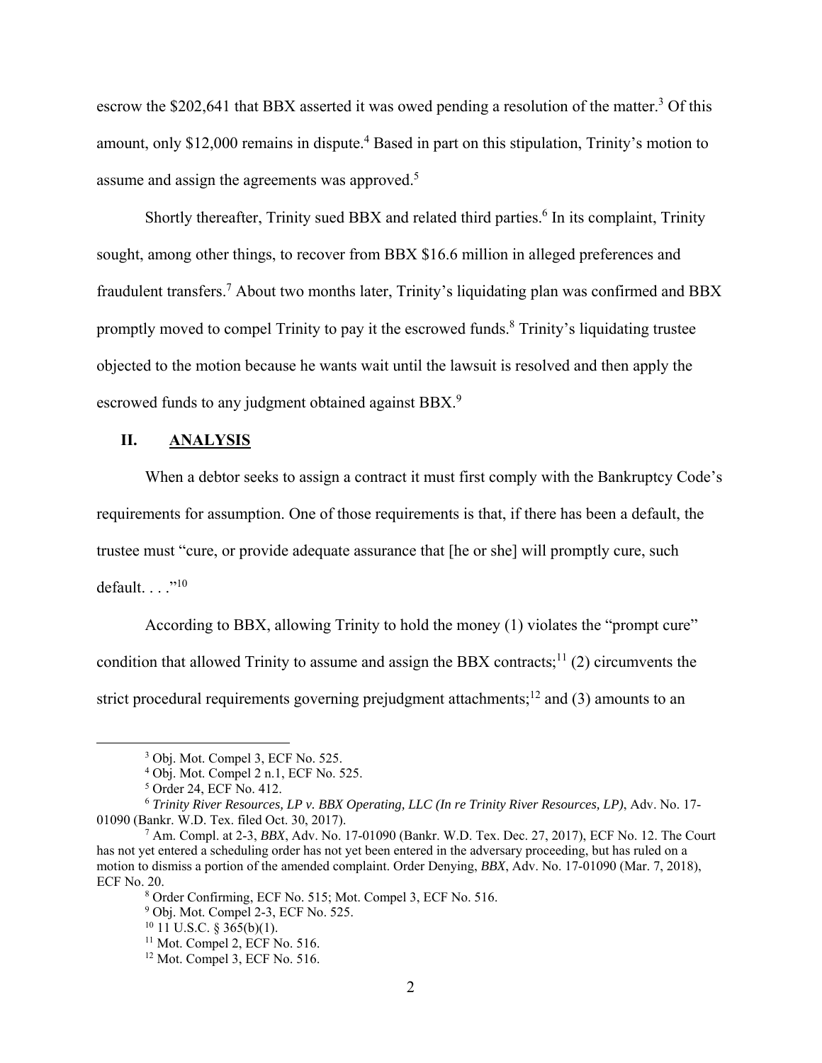escrow the $202,641 that BBX asserted it was owed pending a resolution of the matter.[3] Of this amount, only $12,000 remains in dispute.[4] Based in part on this stipulation, Trinity's motion to assume and assign the agreements was approved.[5]

Shortly thereafter, Trinity sued BBX and related third parties.[6] In its complaint, Trinity sought, among other things, to recover from BBX $16.6 million in alleged preferences and fraudulent transfers.[7] About two months later, Trinity's liquidating plan was confirmed and BBX promptly moved to compel Trinity to pay it the escrowed funds.[8] Trinity's liquidating trustee objected to the motion because he wants wait until the lawsuit is resolved and then apply the escrowed funds to any judgment obtained against BBX.[9]

## II. ANALYSIS

When a debtor seeks to assign a contract it must first comply with the Bankruptcy Code's requirements for assumption. One of those requirements is that, if there has been a default, the trustee must "cure, or provide adequate assurance that [he or she] will promptly cure, such default. . . ."[10]

According to BBX, allowing Trinity to hold the money (1) violates the "prompt cure" condition that allowed Trinity to assume and assign the BBX contracts;[11] (2) circumvents the strict procedural requirements governing prejudgment attachments;[12] and (3) amounts to an

---

[3] Obj. Mot. Compel 3, ECF No. 525.

[4] Obj. Mot. Compel 2 n.1, ECF No. 525.

[5] Order 24, ECF No. 412.

[6] *Trinity River Resources, LP v. BBX Operating, LLC (In re Trinity River Resources, LP)*, Adv. No. 17-01090 (Bankr. W.D. Tex. filed Oct. 30, 2017).

[7] Am. Compl. at 2-3, *BBX*, Adv. No. 17-01090 (Bankr. W.D. Tex. Dec. 27, 2017), ECF No. 12. The Court has not yet entered a scheduling order has not yet been entered in the adversary proceeding, but has ruled on a motion to dismiss a portion of the amended complaint. Order Denying, *BBX*, Adv. No. 17-01090 (Mar. 7, 2018), ECF No. 20.

[8] Order Confirming, ECF No. 515; Mot. Compel 3, ECF No. 516.

[9] Obj. Mot. Compel 2-3, ECF No. 525.

[10] 11 U.S.C. § 365(b)(1).

[11] Mot. Compel 2, ECF No. 516.

[12] Mot. Compel 3, ECF No. 516.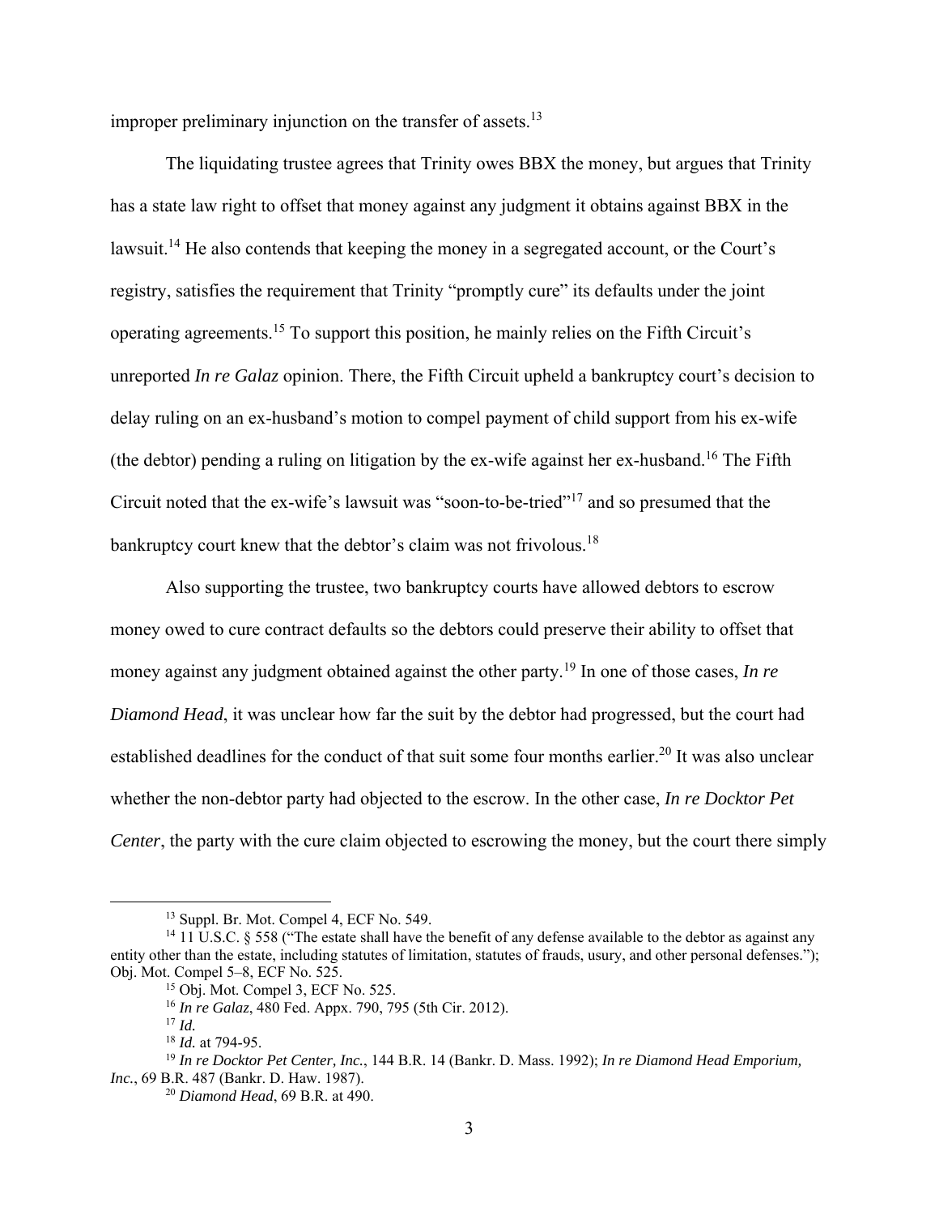improper preliminary injunction on the transfer of assets.[13]

The liquidating trustee agrees that Trinity owes BBX the money, but argues that Trinity has a state law right to offset that money against any judgment it obtains against BBX in the lawsuit.[14] He also contends that keeping the money in a segregated account, or the Court's registry, satisfies the requirement that Trinity "promptly cure" its defaults under the joint operating agreements.[15] To support this position, he mainly relies on the Fifth Circuit's unreported *In re Galaz* opinion. There, the Fifth Circuit upheld a bankruptcy court's decision to delay ruling on an ex-husband's motion to compel payment of child support from his ex-wife (the debtor) pending a ruling on litigation by the ex-wife against her ex-husband.[16] The Fifth Circuit noted that the ex-wife's lawsuit was "soon-to-be-tried"[17] and so presumed that the bankruptcy court knew that the debtor's claim was not frivolous.[18]

Also supporting the trustee, two bankruptcy courts have allowed debtors to escrow money owed to cure contract defaults so the debtors could preserve their ability to offset that money against any judgment obtained against the other party.[19] In one of those cases, *In re Diamond Head*, it was unclear how far the suit by the debtor had progressed, but the court had established deadlines for the conduct of that suit some four months earlier.[20] It was also unclear whether the non-debtor party had objected to the escrow. In the other case, *In re Docktor Pet Center*, the party with the cure claim objected to escrowing the money, but the court there simply

---

[13] Suppl. Br. Mot. Compel 4, ECF No. 549.

[14] 11 U.S.C. § 558 ("The estate shall have the benefit of any defense available to the debtor as against any entity other than the estate, including statutes of limitation, statutes of frauds, usury, and other personal defenses."); Obj. Mot. Compel 5–8, ECF No. 525.

[15] Obj. Mot. Compel 3, ECF No. 525.

[16] *In re Galaz*, 480 Fed. Appx. 790, 795 (5th Cir. 2012).

[17] *Id.*

[18] *Id.* at 794-95.

[19] *In re Docktor Pet Center, Inc.*, 144 B.R. 14 (Bankr. D. Mass. 1992); *In re Diamond Head Emporium, Inc.*, 69 B.R. 487 (Bankr. D. Haw. 1987).

[20] *Diamond Head*, 69 B.R. at 490.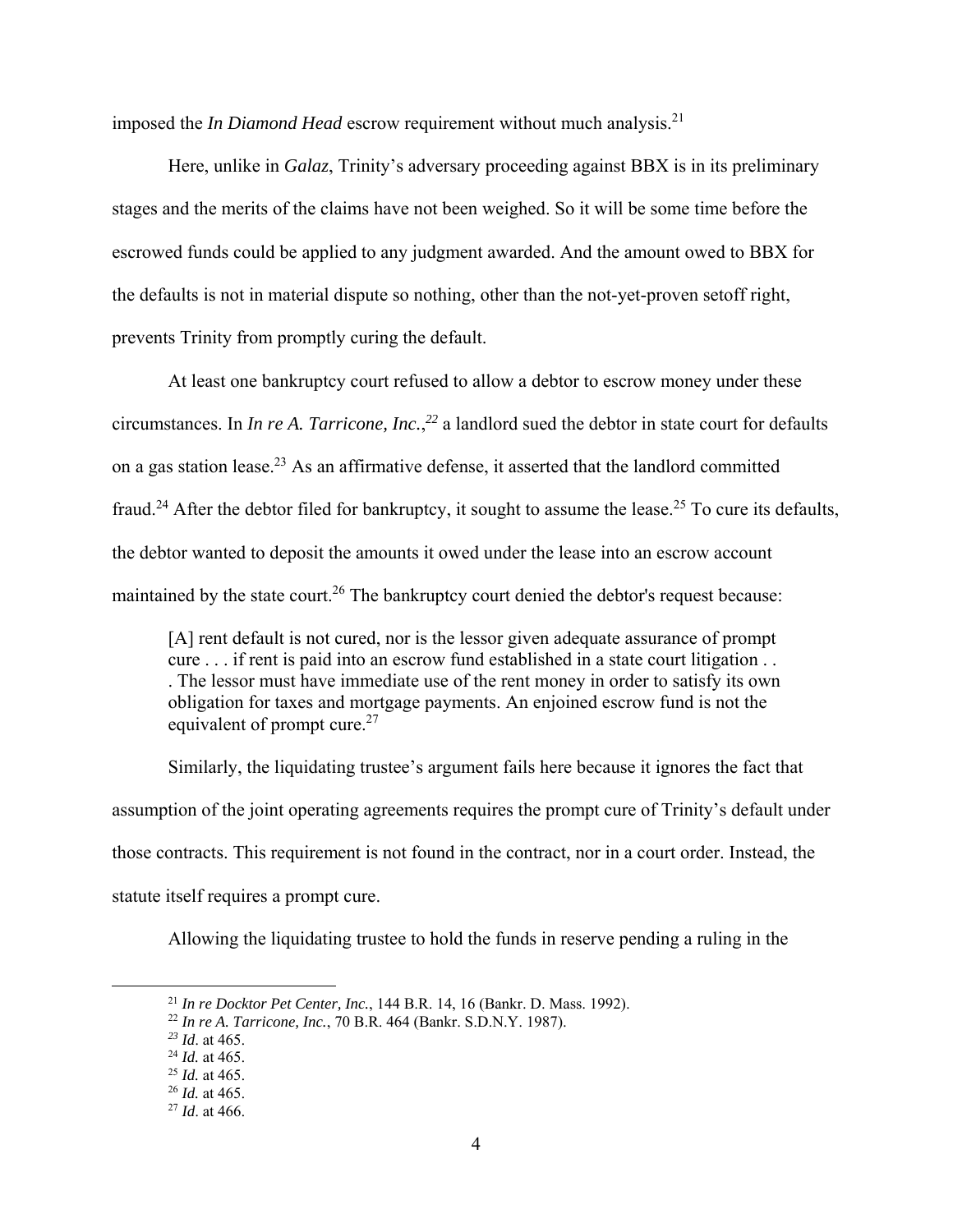imposed the *In Diamond Head* escrow requirement without much analysis.[21]

Here, unlike in *Galaz*, Trinity's adversary proceeding against BBX is in its preliminary stages and the merits of the claims have not been weighed. So it will be some time before the escrowed funds could be applied to any judgment awarded. And the amount owed to BBX for the defaults is not in material dispute so nothing, other than the not-yet-proven setoff right, prevents Trinity from promptly curing the default.

At least one bankruptcy court refused to allow a debtor to escrow money under these circumstances. In *In re A. Tarricone, Inc.*,[22] a landlord sued the debtor in state court for defaults on a gas station lease.[23] As an affirmative defense, it asserted that the landlord committed fraud.[24] After the debtor filed for bankruptcy, it sought to assume the lease.[25] To cure its defaults, the debtor wanted to deposit the amounts it owed under the lease into an escrow account maintained by the state court.[26] The bankruptcy court denied the debtor's request because:

> [A] rent default is not cured, nor is the lessor given adequate assurance of prompt cure . . . if rent is paid into an escrow fund established in a state court litigation . . . The lessor must have immediate use of the rent money in order to satisfy its own obligation for taxes and mortgage payments. An enjoined escrow fund is not the equivalent of prompt cure.[27]

Similarly, the liquidating trustee's argument fails here because it ignores the fact that assumption of the joint operating agreements requires the prompt cure of Trinity's default under those contracts. This requirement is not found in the contract, nor in a court order. Instead, the statute itself requires a prompt cure.

Allowing the liquidating trustee to hold the funds in reserve pending a ruling in the

---

[21] *In re Docktor Pet Center, Inc.*, 144 B.R. 14, 16 (Bankr. D. Mass. 1992).
[22] *In re A. Tarricone, Inc.*, 70 B.R. 464 (Bankr. S.D.N.Y. 1987).
[23] *Id*. at 465.
[24] *Id.* at 465.
[25] *Id.* at 465.
[26] *Id.* at 465.
[27] *Id*. at 466.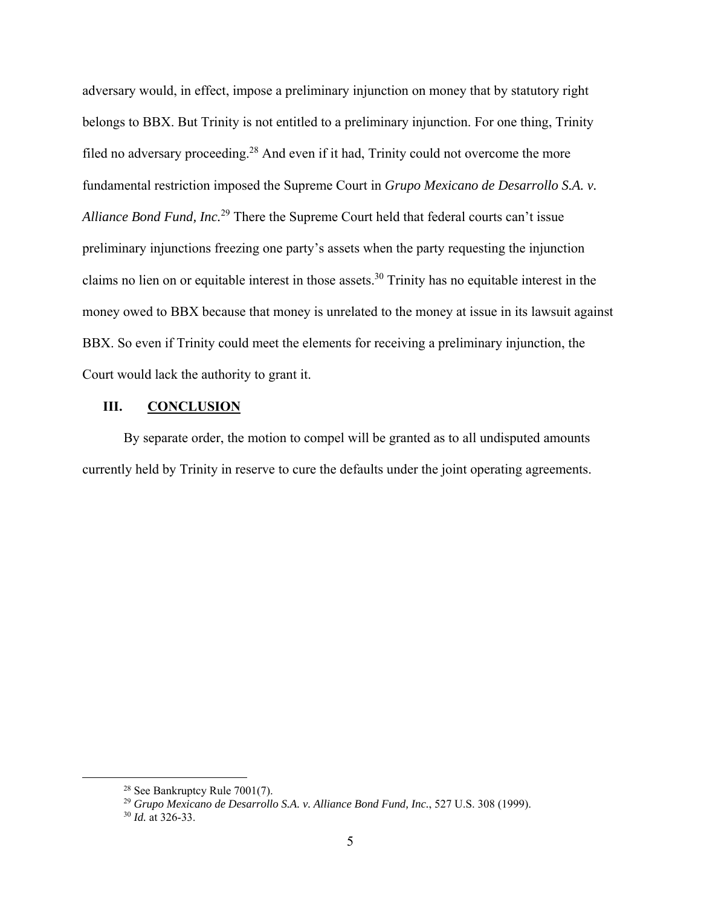adversary would, in effect, impose a preliminary injunction on money that by statutory right belongs to BBX. But Trinity is not entitled to a preliminary injunction. For one thing, Trinity filed no adversary proceeding.[28] And even if it had, Trinity could not overcome the more fundamental restriction imposed the Supreme Court in *Grupo Mexicano de Desarrollo S.A. v. Alliance Bond Fund, Inc.*[29] There the Supreme Court held that federal courts can't issue preliminary injunctions freezing one party's assets when the party requesting the injunction claims no lien on or equitable interest in those assets.[30] Trinity has no equitable interest in the money owed to BBX because that money is unrelated to the money at issue in its lawsuit against BBX. So even if Trinity could meet the elements for receiving a preliminary injunction, the Court would lack the authority to grant it.

## III. CONCLUSION

By separate order, the motion to compel will be granted as to all undisputed amounts currently held by Trinity in reserve to cure the defaults under the joint operating agreements.

---

[28] See Bankruptcy Rule 7001(7).

[29] *Grupo Mexicano de Desarrollo S.A. v. Alliance Bond Fund, Inc.*, 527 U.S. 308 (1999).

[30] *Id.* at 326-33.